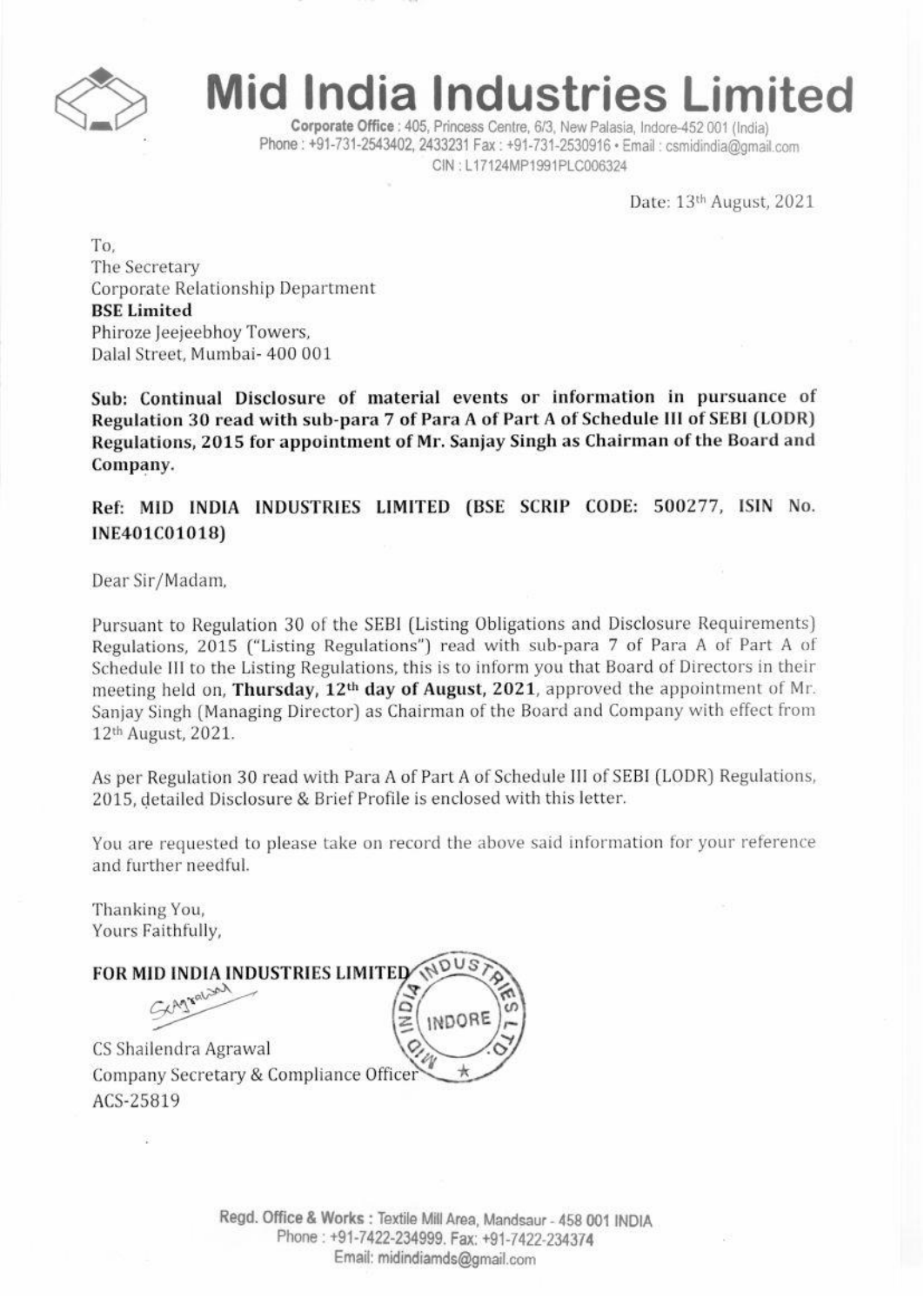# Mid India Industries Limited

**Corporate Office** : 405, Princess Centre, 6/3, New Palasia, Indore-452 001 (India)
Phone : +91-731-2543402, 2433231 Fax : +91-731-2530916 • Email : csmidindia@gmail.com
CIN : L17124MP1991PLC006324

Date: 13th August, 2021

To,
The Secretary
Corporate Relationship Department
**BSE Limited**
Phiroze Jeejeebhoy Towers,
Dalal Street, Mumbai- 400 001

**Sub: Continual Disclosure of material events or information in pursuance of Regulation 30 read with sub-para 7 of Para A of Part A of Schedule III of SEBI (LODR) Regulations, 2015 for appointment of Mr. Sanjay Singh as Chairman of the Board and Company.**

**Ref: MID INDIA INDUSTRIES LIMITED (BSE SCRIP CODE: 500277, ISIN No. INE401C01018)**

Dear Sir/Madam,

Pursuant to Regulation 30 of the SEBI (Listing Obligations and Disclosure Requirements) Regulations, 2015 ("Listing Regulations") read with sub-para 7 of Para A of Part A of Schedule III to the Listing Regulations, this is to inform you that Board of Directors in their meeting held on, **Thursday, 12th day of August, 2021**, approved the appointment of Mr. Sanjay Singh (Managing Director) as Chairman of the Board and Company with effect from 12th August, 2021.

As per Regulation 30 read with Para A of Part A of Schedule III of SEBI (LODR) Regulations, 2015, detailed Disclosure & Brief Profile is enclosed with this letter.

You are requested to please take on record the above said information for your reference and further needful.

Thanking You,
Yours Faithfully,

**FOR MID INDIA INDUSTRIES LIMITED**

CS Shailendra Agrawal
Company Secretary & Compliance Officer
ACS-25819

Regd. Office & Works : Textile Mill Area, Mandsaur - 458 001 INDIA
Phone : +91-7422-234999. Fax: +91-7422-234374
Email: midindiamds@gmail.com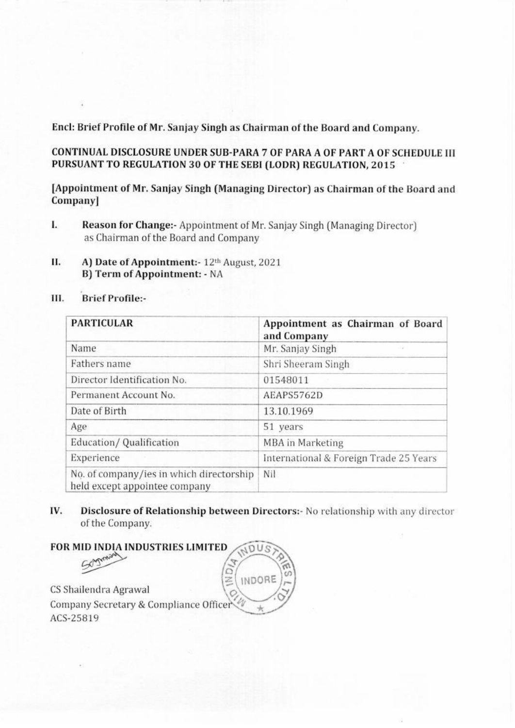**Encl: Brief Profile of Mr. Sanjay Singh as Chairman of the Board and Company.**

**CONTINUAL DISCLOSURE UNDER SUB-PARA 7 OF PARA A OF PART A OF SCHEDULE III PURSUANT TO REGULATION 30 OF THE SEBI (LODR) REGULATION, 2015**

**[Appointment of Mr. Sanjay Singh (Managing Director) as Chairman of the Board and Company]**

I. **Reason for Change:-** Appointment of Mr. Sanjay Singh (Managing Director) as Chairman of the Board and Company

II. **A) Date of Appointment:-** 12th August, 2021
 **B) Term of Appointment: -** NA

III. **Brief Profile:-**

| PARTICULAR | Appointment as Chairman of Board and Company |
|---|---|
| Name | Mr. Sanjay Singh |
| Fathers name | Shri Sheeram Singh |
| Director Identification No. | 01548011 |
| Permanent Account No. | AEAPS5762D |
| Date of Birth | 13.10.1969 |
| Age | 51 years |
| Education/ Qualification | MBA in Marketing |
| Experience | International & Foreign Trade 25 Years |
| No. of company/ies in which directorship held except appointee company | Nil |

IV. **Disclosure of Relationship between Directors:-** No relationship with any director of the Company.

**FOR MID INDIA INDUSTRIES LIMITED**

CS Shailendra Agrawal
Company Secretary & Compliance Officer
ACS-25819